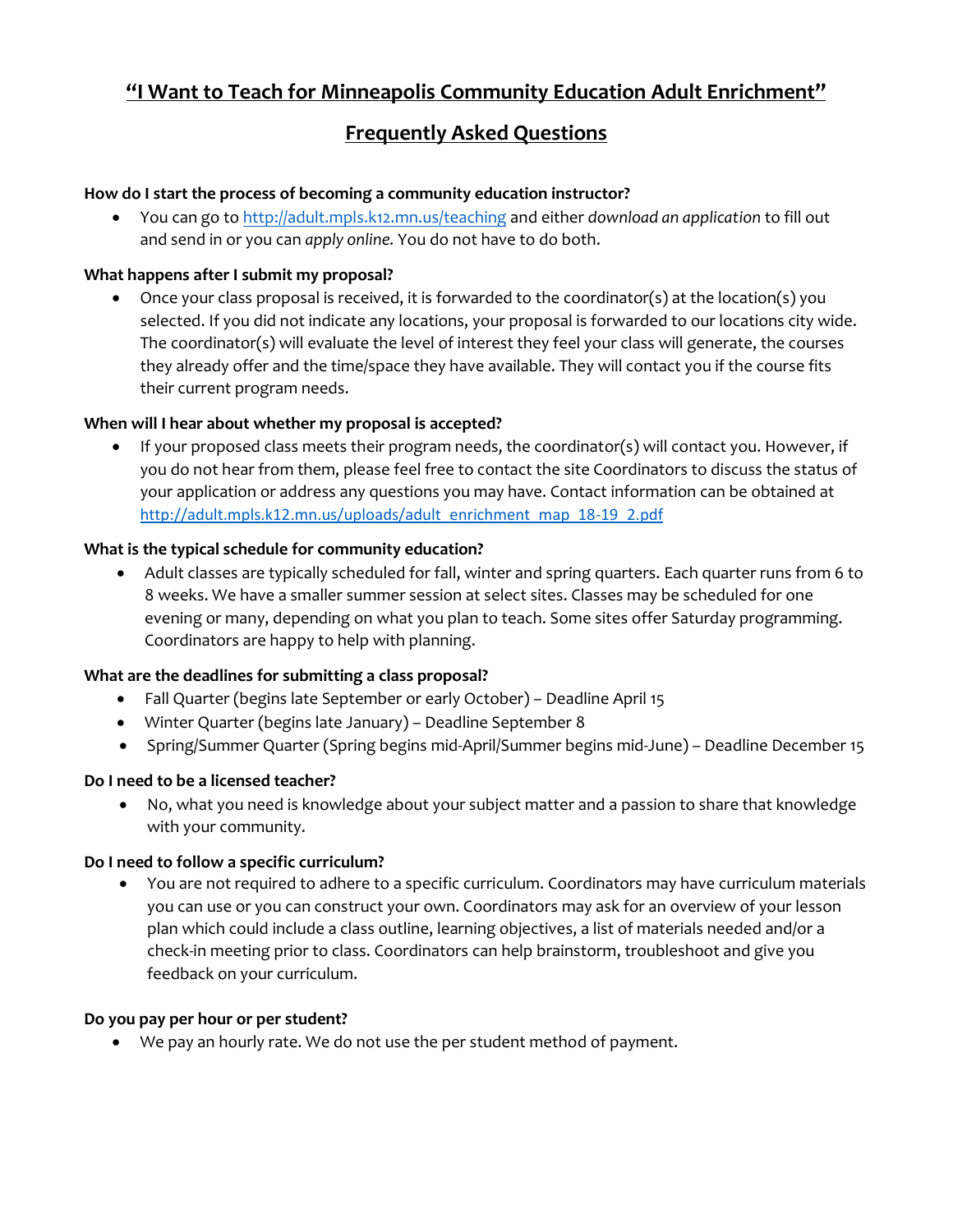# "I Want to Teach for Minneapolis Community Education Adult Enrichment"

## Frequently Asked Questions

**How do I start the process of becoming a community education instructor?**

- You can go to http://adult.mpls.k12.mn.us/teaching and either *download an application* to fill out and send in or you can *apply online.* You do not have to do both.

**What happens after I submit my proposal?**

- Once your class proposal is received, it is forwarded to the coordinator(s) at the location(s) you selected. If you did not indicate any locations, your proposal is forwarded to our locations city wide. The coordinator(s) will evaluate the level of interest they feel your class will generate, the courses they already offer and the time/space they have available. They will contact you if the course fits their current program needs.

**When will I hear about whether my proposal is accepted?**

- If your proposed class meets their program needs, the coordinator(s) will contact you. However, if you do not hear from them, please feel free to contact the site Coordinators to discuss the status of your application or address any questions you may have. Contact information can be obtained at http://adult.mpls.k12.mn.us/uploads/adult_enrichment_map_18-19_2.pdf

**What is the typical schedule for community education?**

- Adult classes are typically scheduled for fall, winter and spring quarters. Each quarter runs from 6 to 8 weeks. We have a smaller summer session at select sites. Classes may be scheduled for one evening or many, depending on what you plan to teach. Some sites offer Saturday programming. Coordinators are happy to help with planning.

**What are the deadlines for submitting a class proposal?**

- Fall Quarter (begins late September or early October) – Deadline April 15
- Winter Quarter (begins late January) – Deadline September 8
- Spring/Summer Quarter (Spring begins mid-April/Summer begins mid-June) – Deadline December 15

**Do I need to be a licensed teacher?**

- No, what you need is knowledge about your subject matter and a passion to share that knowledge with your community.

**Do I need to follow a specific curriculum?**

- You are not required to adhere to a specific curriculum. Coordinators may have curriculum materials you can use or you can construct your own. Coordinators may ask for an overview of your lesson plan which could include a class outline, learning objectives, a list of materials needed and/or a check-in meeting prior to class. Coordinators can help brainstorm, troubleshoot and give you feedback on your curriculum.

**Do you pay per hour or per student?**

- We pay an hourly rate. We do not use the per student method of payment.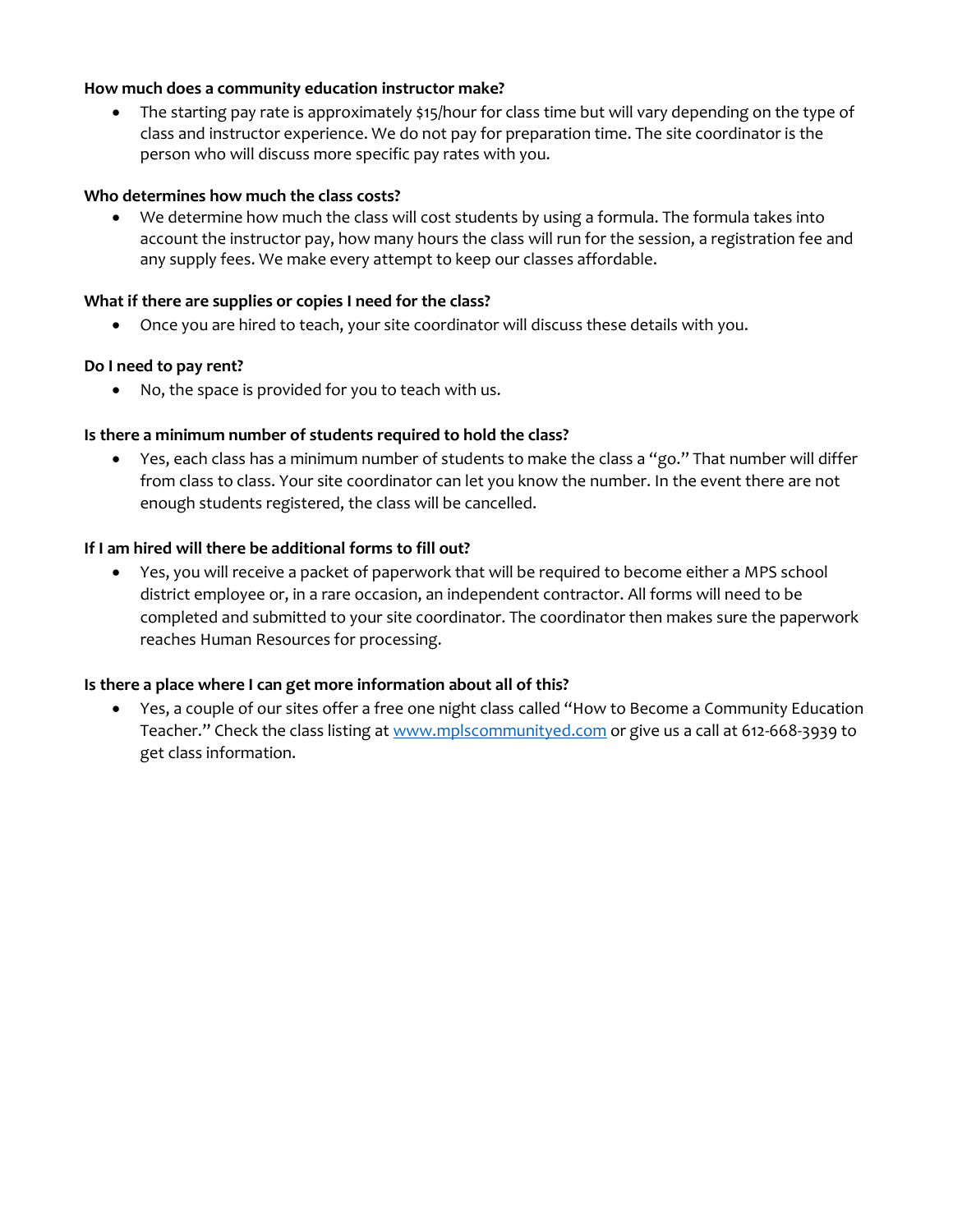**How much does a community education instructor make?**

- The starting pay rate is approximately $15/hour for class time but will vary depending on the type of class and instructor experience. We do not pay for preparation time. The site coordinator is the person who will discuss more specific pay rates with you.

**Who determines how much the class costs?**

- We determine how much the class will cost students by using a formula. The formula takes into account the instructor pay, how many hours the class will run for the session, a registration fee and any supply fees. We make every attempt to keep our classes affordable.

**What if there are supplies or copies I need for the class?**

- Once you are hired to teach, your site coordinator will discuss these details with you.

**Do I need to pay rent?**

- No, the space is provided for you to teach with us.

**Is there a minimum number of students required to hold the class?**

- Yes, each class has a minimum number of students to make the class a "go." That number will differ from class to class. Your site coordinator can let you know the number. In the event there are not enough students registered, the class will be cancelled.

**If I am hired will there be additional forms to fill out?**

- Yes, you will receive a packet of paperwork that will be required to become either a MPS school district employee or, in a rare occasion, an independent contractor. All forms will need to be completed and submitted to your site coordinator. The coordinator then makes sure the paperwork reaches Human Resources for processing.

**Is there a place where I can get more information about all of this?**

- Yes, a couple of our sites offer a free one night class called "How to Become a Community Education Teacher." Check the class listing at [www.mplscommunityed.com](http://www.mplscommunityed.com) or give us a call at 612-668-3939 to get class information.